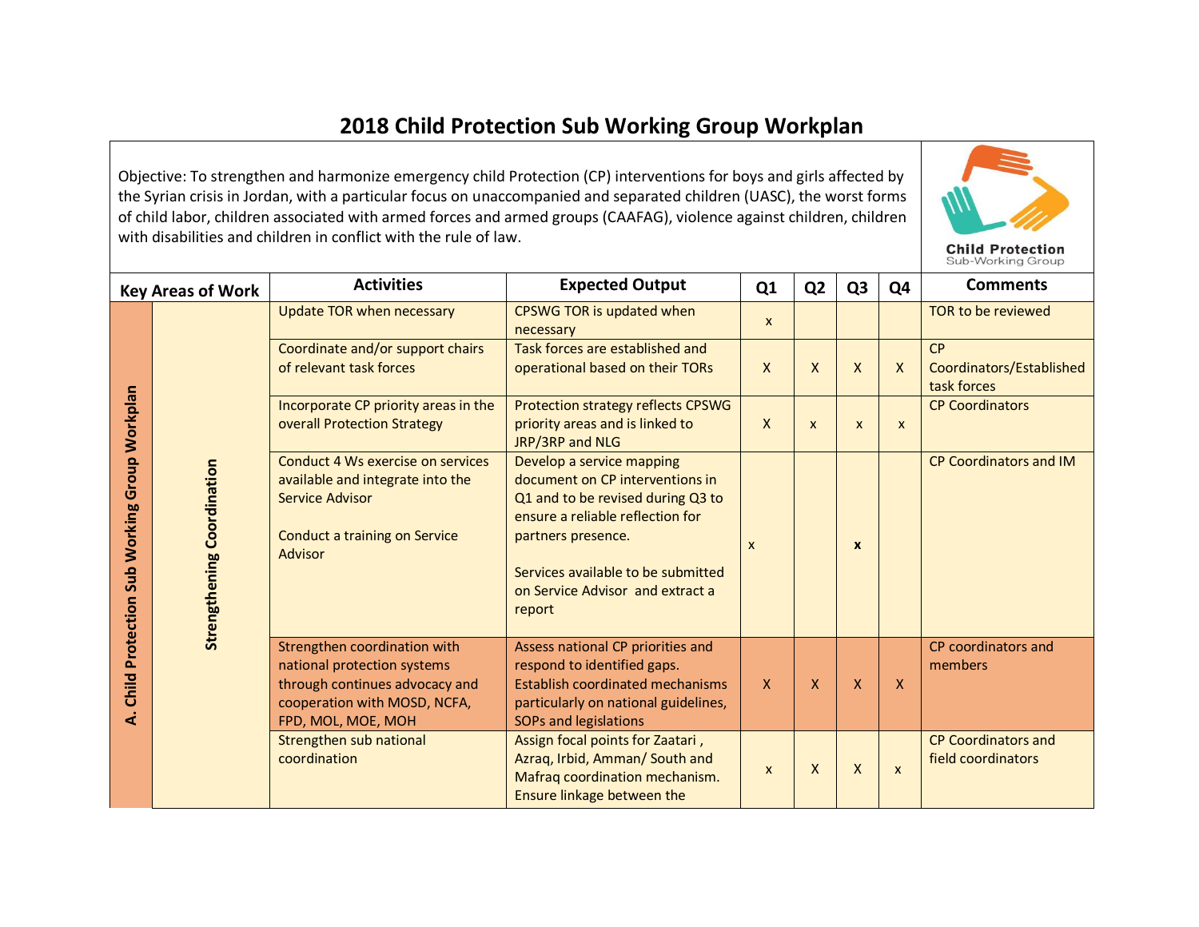# 2018 Child Protection Sub Working Group Workplan

Objective: To strengthen and harmonize emergency child Protection (CP) interventions for boys and girls affected by the Syrian crisis in Jordan, with a particular focus on unaccompanied and separated children (UASC), the worst forms of child labor, children associated with armed forces and armed groups (CAAFAG), violence against children, children with disabilities and children in conflict with the rule of law.

Child Protection Sub-Working Group

| Key Areas of Work | | Activities | Expected Output | Q1 | Q2 | Q3 | Q4 | Comments |
|---|---|---|---|---|---|---|---|---|
| A. Child Protection Sub Working Group Workplan | Strengthening Coordination | Update TOR when necessary | CPSWG TOR is updated when necessary | x | | | | TOR to be reviewed |
| | | Coordinate and/or support chairs of relevant task forces | Task forces are established and operational based on their TORs | X | X | X | X | CP Coordinators/Established task forces |
| | | Incorporate CP priority areas in the overall Protection Strategy | Protection strategy reflects CPSWG priority areas and is linked to JRP/3RP and NLG | X | x | x | x | CP Coordinators |
| | | Conduct 4 Ws exercise on services available and integrate into the Service Advisor<br><br>Conduct a training on Service Advisor | Develop a service mapping document on CP interventions in Q1 and to be revised during Q3 to ensure a reliable reflection for partners presence.<br><br>Services available to be submitted on Service Advisor and extract a report | x | | x | | CP Coordinators and IM |
| | | Strengthen coordination with national protection systems through continues advocacy and cooperation with MOSD, NCFA, FPD, MOL, MOE, MOH | Assess national CP priorities and respond to identified gaps. Establish coordinated mechanisms particularly on national guidelines, SOPs and legislations | X | X | X | X | CP coordinators and members |
| | | Strengthen sub national coordination | Assign focal points for Zaatari , Azraq, Irbid, Amman/ South and Mafraq coordination mechanism. Ensure linkage between the | x | X | X | x | CP Coordinators and field coordinators |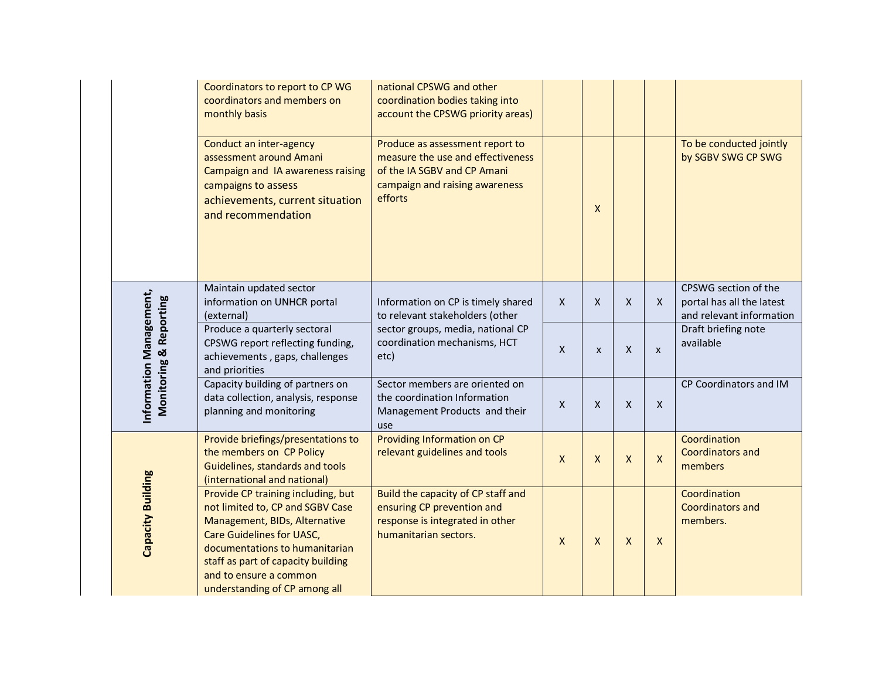| | | | | | | | |
|---|---|---|---|---|---|---|---|
| | Coordinators to report to CP WG coordinators and members on monthly basis | national CPSWG and other coordination bodies taking into account the CPSWG priority areas) | | | | | |
| | Conduct an inter-agency assessment around Amani Campaign and IA awareness raising campaigns to assess achievements, current situation and recommendation | Produce as assessment report to measure the use and effectiveness of the IA SGBV and CP Amani campaign and raising awareness efforts | | X | | | To be conducted jointly by SGBV SWG CP SWG |
| **Information Management, Monitoring & Reporting** | Maintain updated sector information on UNHCR portal (external) | Information on CP is timely shared to relevant stakeholders (other sector groups, media, national CP coordination mechanisms, HCT etc) | X | X | X | X | CPSWG section of the portal has all the latest and relevant information |
| | Produce a quarterly sectoral CPSWG report reflecting funding, achievements , gaps, challenges and priorities | | X | x | X | x | Draft briefing note available |
| | Capacity building of partners on data collection, analysis, response planning and monitoring | Sector members are oriented on the coordination Information Management Products and their use | X | X | X | X | CP Coordinators and IM |
| **Capacity Building** | Provide briefings/presentations to the members on CP Policy Guidelines, standards and tools (international and national) | Providing Information on CP relevant guidelines and tools | X | X | X | X | Coordination Coordinators and members |
| | Provide CP training including, but not limited to, CP and SGBV Case Management, BIDs, Alternative Care Guidelines for UASC, documentations to humanitarian staff as part of capacity building and to ensure a common understanding of CP among all | Build the capacity of CP staff and ensuring CP prevention and response is integrated in other humanitarian sectors. | X | X | X | X | Coordination Coordinators and members. |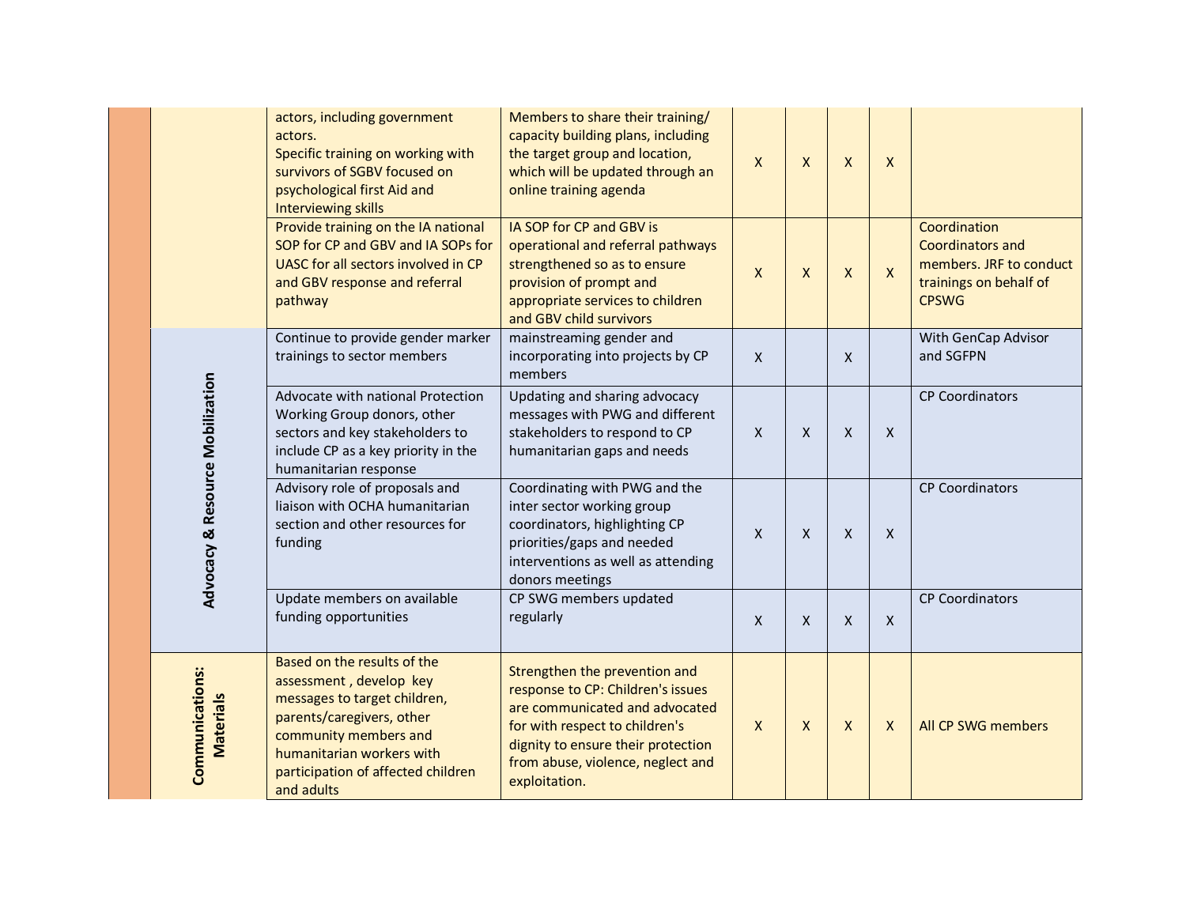| | | | | | | | | |
|---|---|---|---|---|---|---|---|---|
| | | actors, including government actors. Specific training on working with survivors of SGBV focused on psychological first Aid and Interviewing skills | Members to share their training/ capacity building plans, including the target group and location, which will be updated through an online training agenda | X | X | X | X | |
| | | Provide training on the IA national SOP for CP and GBV and IA SOPs for UASC for all sectors involved in CP and GBV response and referral pathway | IA SOP for CP and GBV is operational and referral pathways strengthened so as to ensure provision of prompt and appropriate services to children and GBV child survivors | X | X | X | X | Coordination Coordinators and members. JRF to conduct trainings on behalf of CPSWG |
| | **Advocacy & Resource Mobilization** | Continue to provide gender marker trainings to sector members | mainstreaming gender and incorporating into projects by CP members | X | | X | | With GenCap Advisor and SGFPN |
| | | Advocate with national Protection Working Group donors, other sectors and key stakeholders to include CP as a key priority in the humanitarian response | Updating and sharing advocacy messages with PWG and different stakeholders to respond to CP humanitarian gaps and needs | X | X | X | X | CP Coordinators |
| | | Advisory role of proposals and liaison with OCHA humanitarian section and other resources for funding | Coordinating with PWG and the inter sector working group coordinators, highlighting CP priorities/gaps and needed interventions as well as attending donors meetings | X | X | X | X | CP Coordinators |
| | | Update members on available funding opportunities | CP SWG members updated regularly | X | X | X | X | CP Coordinators |
| | **Communications: Materials** | Based on the results of the assessment , develop key messages to target children, parents/caregivers, other community members and humanitarian workers with participation of affected children and adults | Strengthen the prevention and response to CP: Children's issues are communicated and advocated for with respect to children's dignity to ensure their protection from abuse, violence, neglect and exploitation. | X | X | X | X | All CP SWG members |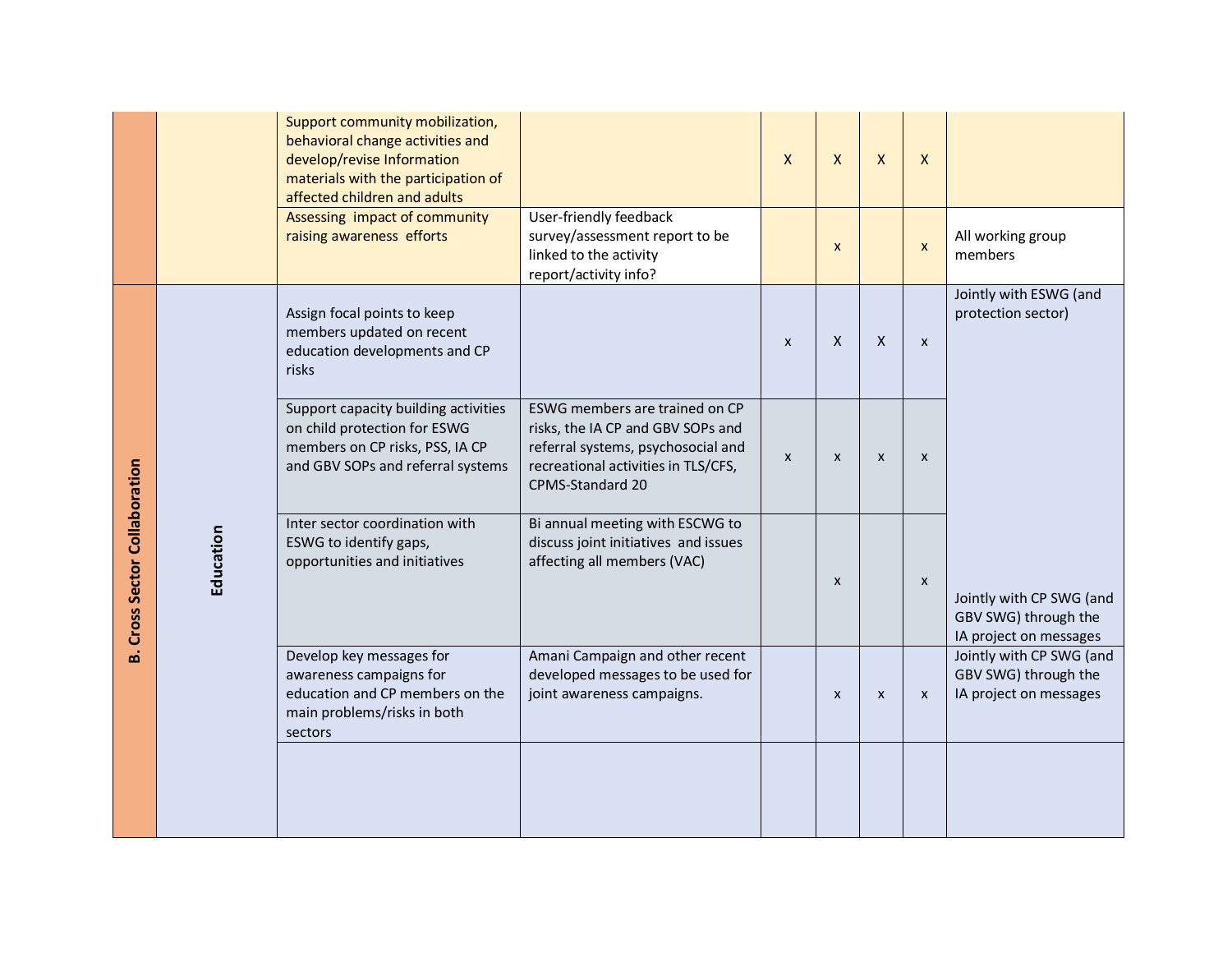| | | | | | | | | |
|---|---|---|---|---|---|---|---|---|
| | | Support community mobilization, behavioral change activities and develop/revise Information materials with the participation of affected children and adults | | X | X | X | X | |
| | | Assessing impact of community raising awareness efforts | User-friendly feedback survey/assessment report to be linked to the activity report/activity info? | | x | | x | All working group members |
| B. Cross Sector Collaboration | Education | Assign focal points to keep members updated on recent education developments and CP risks | | x | X | X | x | Jointly with ESWG (and protection sector) |
| | | Support capacity building activities on child protection for ESWG members on CP risks, PSS, IA CP and GBV SOPs and referral systems | ESWG members are trained on CP risks, the IA CP and GBV SOPs and referral systems, psychosocial and recreational activities in TLS/CFS, CPMS-Standard 20 | x | x | x | x | |
| | | Inter sector coordination with ESWG to identify gaps, opportunities and initiatives | Bi annual meeting with ESCWG to discuss joint initiatives and issues affecting all members (VAC) | | x | | x | Jointly with CP SWG (and GBV SWG) through the IA project on messages |
| | | Develop key messages for awareness campaigns for education and CP members on the main problems/risks in both sectors | Amani Campaign and other recent developed messages to be used for joint awareness campaigns. | | x | x | x | Jointly with CP SWG (and GBV SWG) through the IA project on messages |
| | | | | | | | | |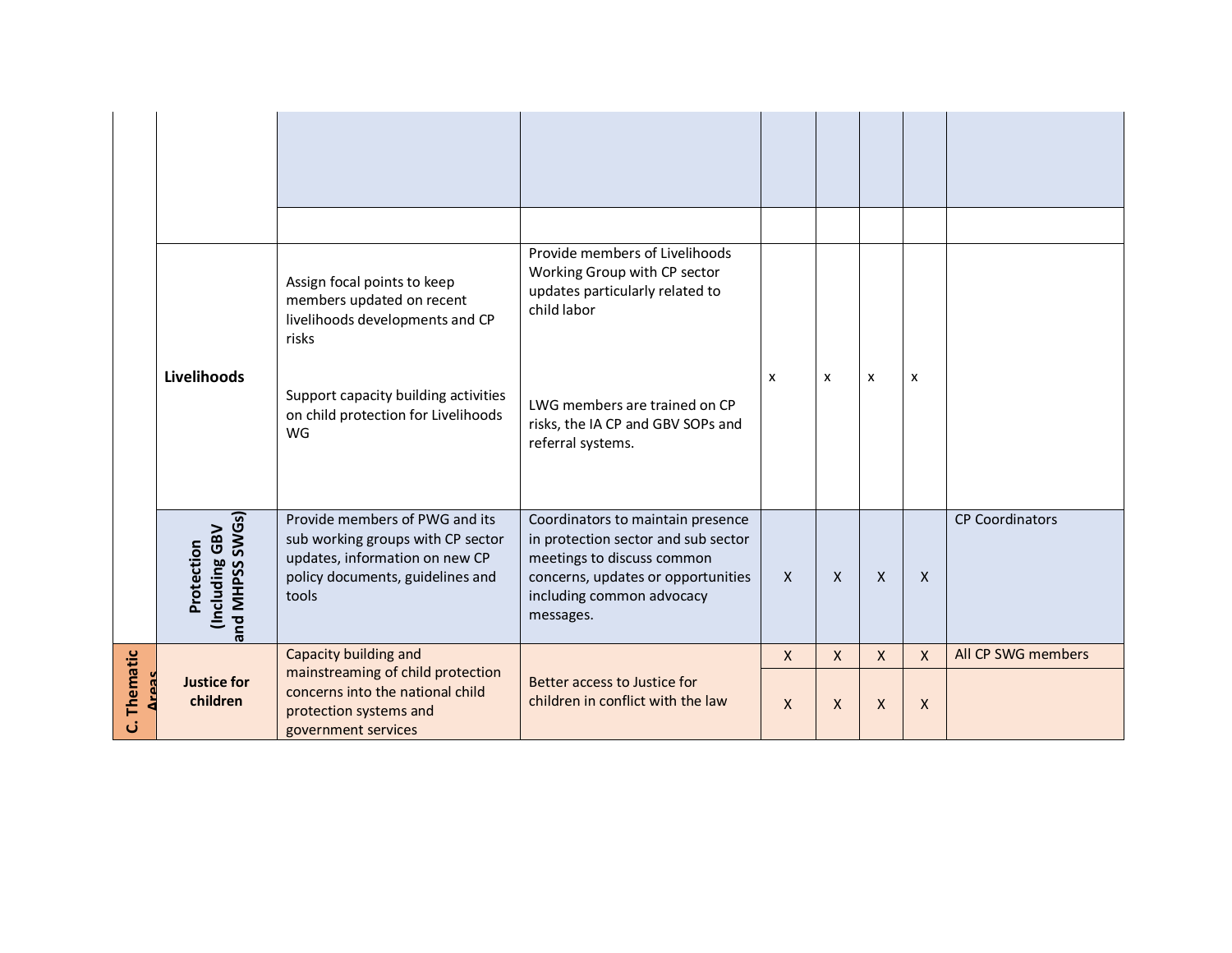| | | | | | | | | |
|---|---|---|---|---|---|---|---|---|
| | | | | | | | | |
| | | | | | | | | |
| | **Livelihoods** | Assign focal points to keep members updated on recent livelihoods developments and CP risks<br><br>Support capacity building activities on child protection for Livelihoods WG | Provide members of Livelihoods Working Group with CP sector updates particularly related to child labor<br><br>LWG members are trained on CP risks, the IA CP and GBV SOPs and referral systems. | x | x | x | x | |
| | **Protection (Including GBV and MHPSS SWGs)** | Provide members of PWG and its sub working groups with CP sector updates, information on new CP policy documents, guidelines and tools | Coordinators to maintain presence in protection sector and sub sector meetings to discuss common concerns, updates or opportunities including common advocacy messages. | X | X | X | X | CP Coordinators |
| **C. Thematic Areas** | **Justice for children** | Capacity building and mainstreaming of child protection concerns into the national child protection systems and government services | Better access to Justice for children in conflict with the law | X | X | X | X | All CP SWG members |
| | | | | X | X | X | X | |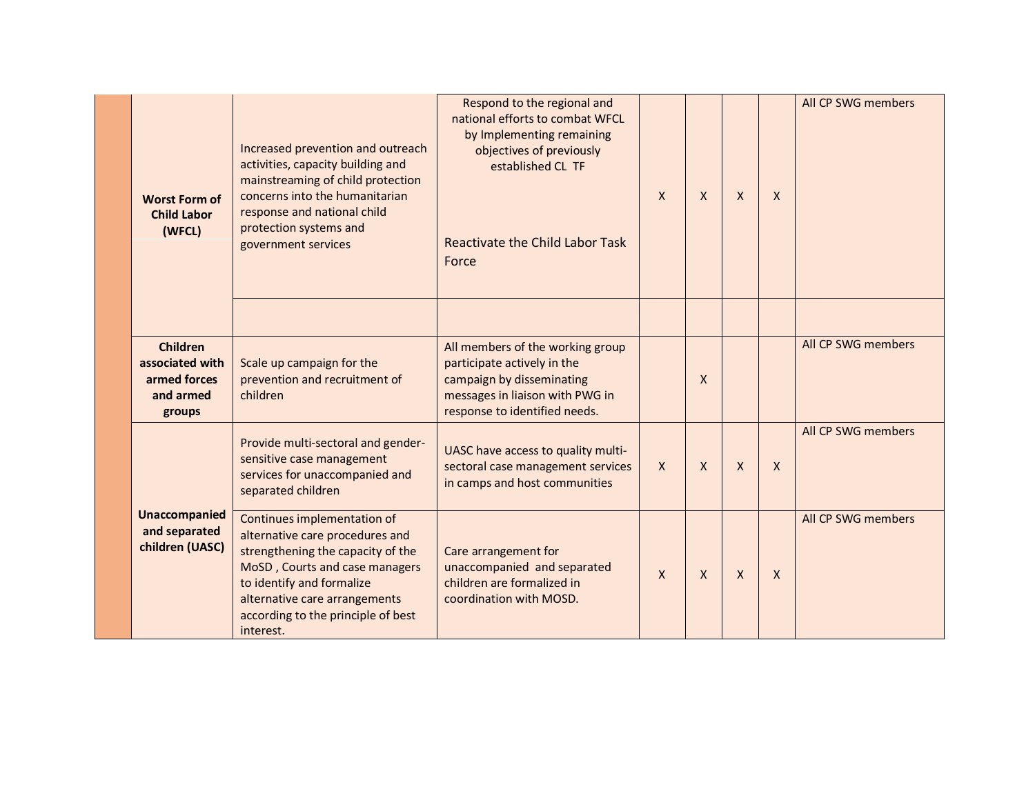| | | | | | | | | |
|---|---|---|---|---|---|---|---|---|
| | **Worst Form of Child Labor (WFCL)** | Increased prevention and outreach activities, capacity building and mainstreaming of child protection concerns into the humanitarian response and national child protection systems and government services | Respond to the regional and national efforts to combat WFCL by Implementing remaining objectives of previously established CL TF<br><br>Reactivate the Child Labor Task Force | X | X | X | X | All CP SWG members |
| | | | | | | | | |
| | **Children associated with armed forces and armed groups** | Scale up campaign for the prevention and recruitment of children | All members of the working group participate actively in the campaign by disseminating messages in liaison with PWG in response to identified needs. | | X | | | All CP SWG members |
| | **Unaccompanied and separated children (UASC)** | Provide multi-sectoral and gender-sensitive case management services for unaccompanied and separated children | UASC have access to quality multi-sectoral case management services in camps and host communities | X | X | X | X | All CP SWG members |
| | | Continues implementation of alternative care procedures and strengthening the capacity of the MoSD , Courts and case managers to identify and formalize alternative care arrangements according to the principle of best interest. | Care arrangement for unaccompanied and separated children are formalized in coordination with MOSD. | X | X | X | X | All CP SWG members |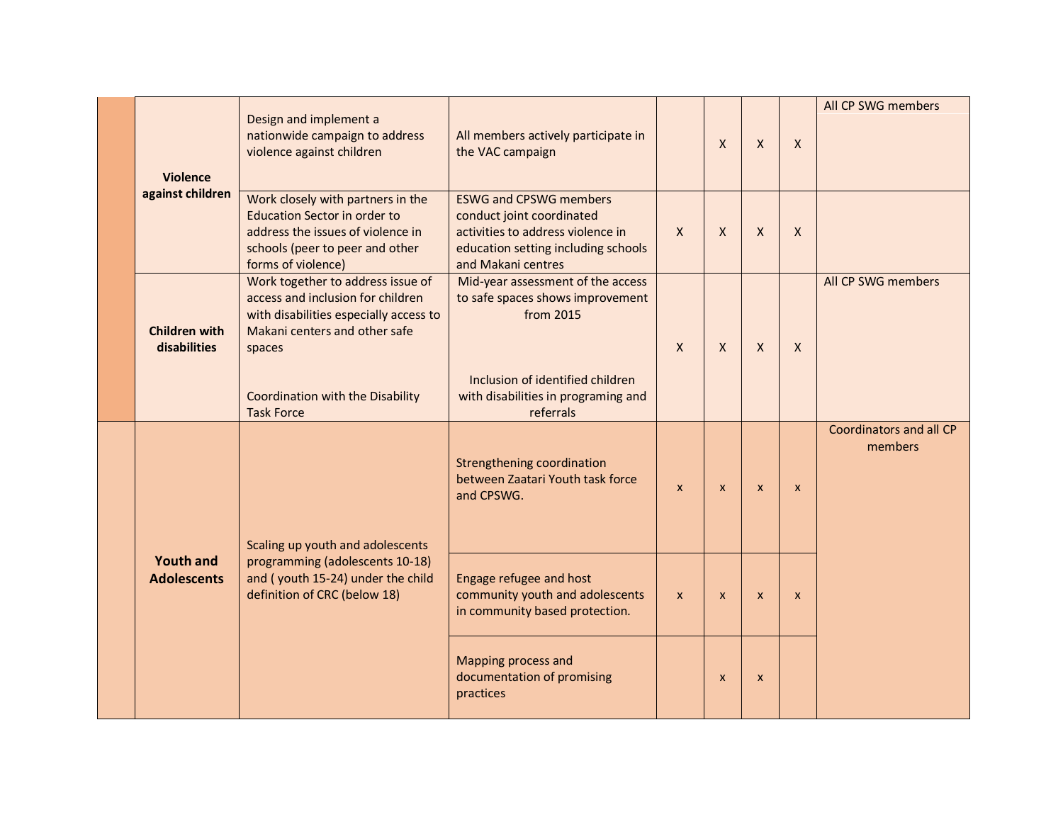| | | | | | | | | |
|---|---|---|---|---|---|---|---|---|
| | **Violence against children** | Design and implement a nationwide campaign to address violence against children | All members actively participate in the VAC campaign | | X | X | X | All CP SWG members |
| | | Work closely with partners in the Education Sector in order to address the issues of violence in schools (peer to peer and other forms of violence) | ESWG and CPSWG members conduct joint coordinated activities to address violence in education setting including schools and Makani centres | X | X | X | X | |
| | **Children with disabilities** | Work together to address issue of access and inclusion for children with disabilities especially access to Makani centers and other safe spaces<br><br>Coordination with the Disability Task Force | Mid-year assessment of the access to safe spaces shows improvement from 2015<br><br>Inclusion of identified children with disabilities in programing and referrals | X | X | X | X | All CP SWG members |
| | **Youth and Adolescents** | Scaling up youth and adolescents programming (adolescents 10-18) and ( youth 15-24) under the child definition of CRC (below 18) | Strengthening coordination between Zaatari Youth task force and CPSWG. | x | x | x | x | Coordinators and all CP members |
| | | | Engage refugee and host community youth and adolescents in community based protection. | x | x | x | x | |
| | | | Mapping process and documentation of promising practices | | x | x | | |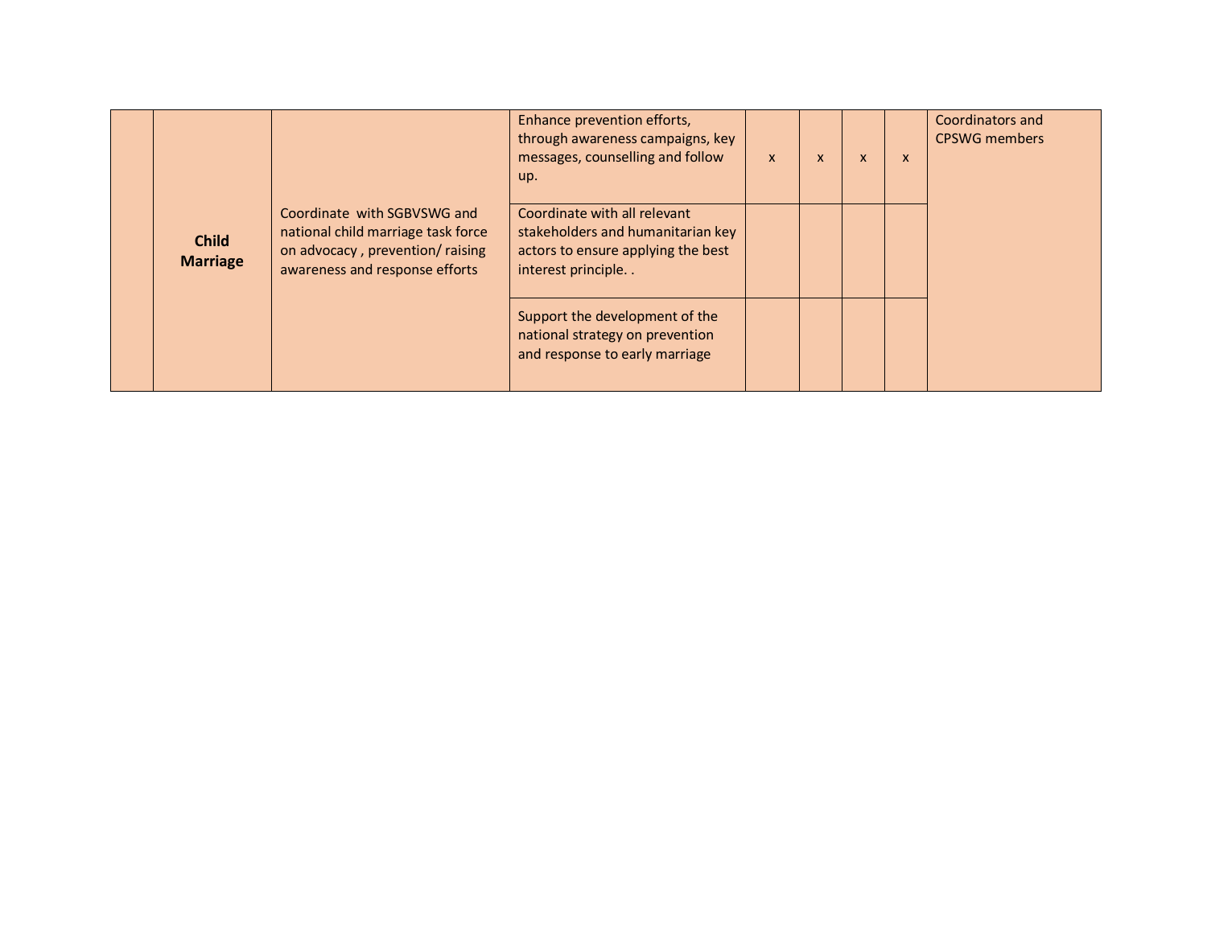| | | | | | | | | |
|---|---|---|---|---|---|---|---|---|
| | **Child Marriage** | Coordinate with SGBVSWG and national child marriage task force on advocacy , prevention/ raising awareness and response efforts | Enhance prevention efforts, through awareness campaigns, key messages, counselling and follow up. | x | x | x | x | Coordinators and CPSWG members |
| | | | Coordinate with all relevant stakeholders and humanitarian key actors to ensure applying the best interest principle. . | | | | | |
| | | | Support the development of the national strategy on prevention and response to early marriage | | | | | |